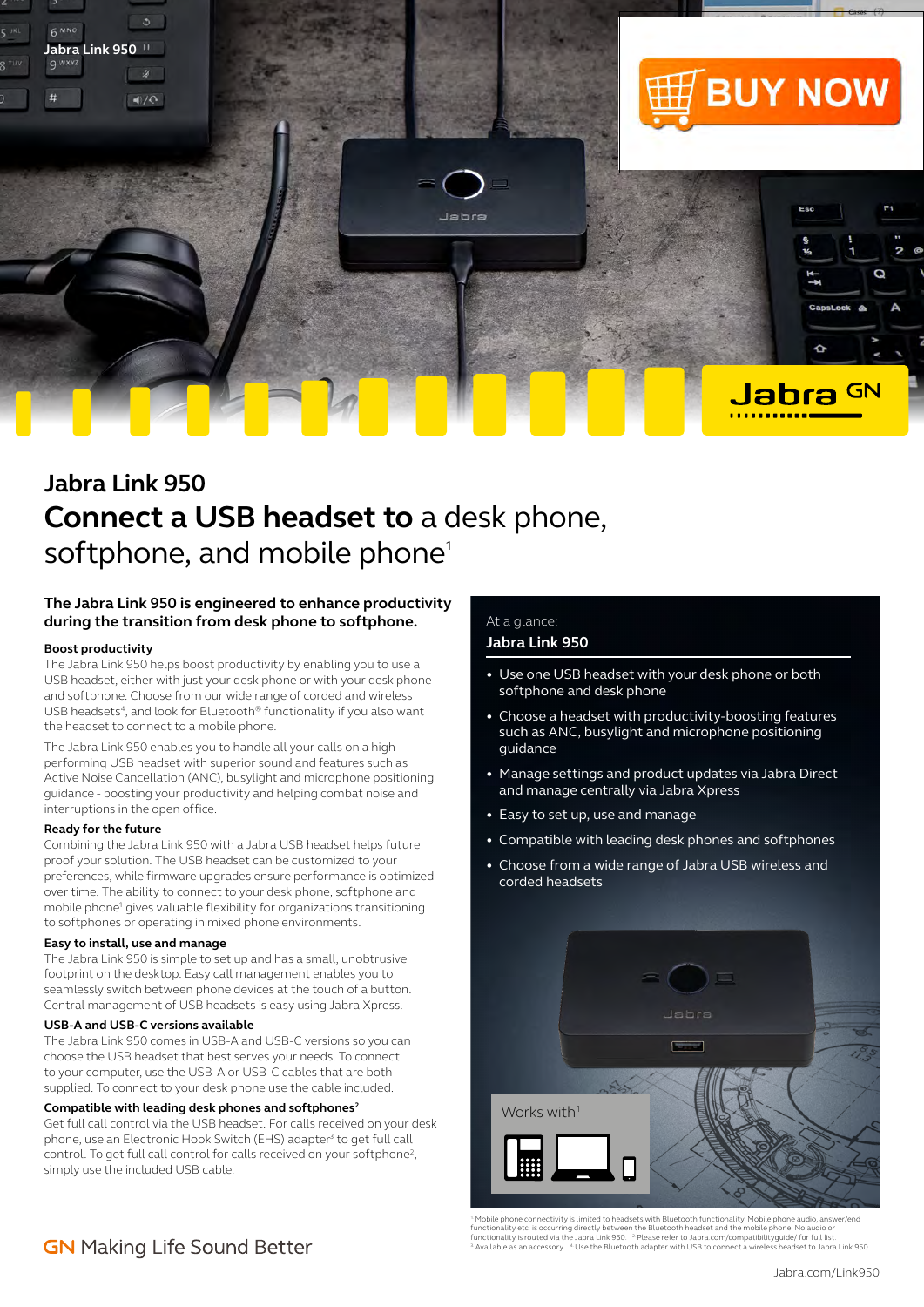# Jabra Link 950

## **Connect a USB headset to** a desk phone, softphone, and mobile phone[1]

### The Jabra Link 950 is engineered to enhance productivity during the transition from desk phone to softphone.

**Boost productivity**

The Jabra Link 950 helps boost productivity by enabling you to use a USB headset, either with just your desk phone or with your desk phone and softphone. Choose from our wide range of corded and wireless USB headsets[4], and look for Bluetooth® functionality if you also want the headset to connect to a mobile phone.

The Jabra Link 950 enables you to handle all your calls on a high-performing USB headset with superior sound and features such as Active Noise Cancellation (ANC), busylight and microphone positioning guidance - boosting your productivity and helping combat noise and interruptions in the open office.

**Ready for the future**

Combining the Jabra Link 950 with a Jabra USB headset helps future proof your solution. The USB headset can be customized to your preferences, while firmware upgrades ensure performance is optimized over time. The ability to connect to your desk phone, softphone and mobile phone[1] gives valuable flexibility for organizations transitioning to softphones or operating in mixed phone environments.

**Easy to install, use and manage**

The Jabra Link 950 is simple to set up and has a small, unobtrusive footprint on the desktop. Easy call management enables you to seamlessly switch between phone devices at the touch of a button. Central management of USB headsets is easy using Jabra Xpress.

**USB-A and USB-C versions available**

The Jabra Link 950 comes in USB-A and USB-C versions so you can choose the USB headset that best serves your needs. To connect to your computer, use the USB-A or USB-C cables that are both supplied. To connect to your desk phone use the cable included.

**Compatible with leading desk phones and softphones[2]**

Get full call control via the USB headset. For calls received on your desk phone, use an Electronic Hook Switch (EHS) adapter[3] to get full call control. To get full call control for calls received on your softphone[2], simply use the included USB cable.

At a glance:

**Jabra Link 950**

- Use one USB headset with your desk phone or both softphone and desk phone
- Choose a headset with productivity-boosting features such as ANC, busylight and microphone positioning guidance
- Manage settings and product updates via Jabra Direct and manage centrally via Jabra Xpress
- Easy to set up, use and manage
- Compatible with leading desk phones and softphones
- Choose from a wide range of Jabra USB wireless and corded headsets

Works with[1]

[1] Mobile phone connectivity is limited to headsets with Bluetooth functionality. Mobile phone audio, answer/end functionality etc. is occurring directly between the Bluetooth headset and the mobile phone. No audio or functionality is routed via the Jabra Link 950. [2] Please refer to Jabra.com/compatibilityguide/ for full list. [3] Available as an accessory. [4] Use the Bluetooth adapter with USB to connect a wireless headset to Jabra Link 950.

GN Making Life Sound Better

Jabra.com/Link950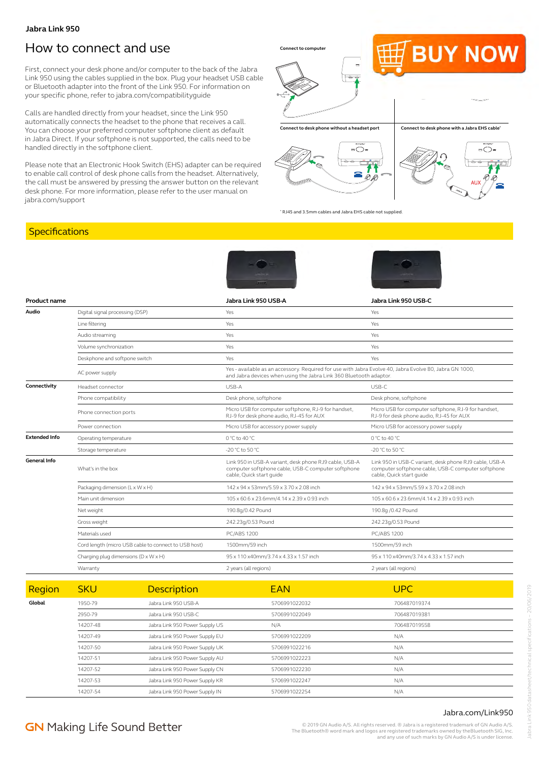**Jabra Link 950**

## How to connect and use

First, connect your desk phone and/or computer to the back of the Jabra Link 950 using the cables supplied in the box. Plug your headset USB cable or Bluetooth adapter into the front of the Link 950. For information on your specific phone, refer to jabra.com/compatibilityguide

Calls are handled directly from your headset, since the Link 950 automatically connects the headset to the phone that receives a call. You can choose your preferred computer softphone client as default in Jabra Direct. If your softphone is not supported, the calls need to be handled directly in the softphone client.

Please note that an Electronic Hook Switch (EHS) adapter can be required to enable call control of desk phone calls from the headset. Alternatively, the call must be answered by pressing the answer button on the relevant desk phone. For more information, please refer to the user manual on jabra.com/support

Connect to computer

Connect to desk phone without a headset port

Connect to desk phone with a Jabra EHS cable*

AUX

* RJ45 and 3.5mm cables and Jabra EHS cable not supplied.

BUY NOW

## Specifications

| Product name | | Jabra Link 950 USB-A | Jabra Link 950 USB-C |
|---|---|---|---|
| **Audio** | Digital signal processing (DSP) | Yes | Yes |
| | Line filtering | Yes | Yes |
| | Audio streaming | Yes | Yes |
| | Volume synchronization | Yes | Yes |
| | Deskphone and softpone switch | Yes | Yes |
| | AC power supply | Yes - available as an accessory. Required for use with Jabra Evolve 40, Jabra Evolve 80, Jabra GN 1000, and Jabra devices when using the Jabra Link 360 Bluetooth adaptor. | |
| **Connectivity** | Headset connector | USB-A | USB-C |
| | Phone compatibility | Desk phone, softphone | Desk phone, softphone |
| | Phone connection ports | Micro USB for computer softphone, RJ-9 for handset, RJ-9 for desk phone audio, RJ-45 for AUX | Micro USB for computer softphone, RJ-9 for handset, RJ-9 for desk phone audio, RJ-45 for AUX |
| | Power connection | Micro USB for accessory power supply | Micro USB for accessory power supply |
| **Extended Info** | Operating temperature | 0 °C to 40 °C | 0 °C to 40 °C |
| | Storage temperature | -20 °C to 50 °C | -20 °C to 50 °C |
| **General Info** | What's in the box | Link 950 in USB-A variant, desk phone RJ9 cable, USB-A computer softphone cable, USB-C computer softphone cable, Quick start guide | Link 950 in USB-C variant, desk phone RJ9 cable, USB-A computer softphone cable, USB-C computer softphone cable, Quick start guide |
| | Packaging dimension (L x W x H) | 142 x 94 x 53mm/5.59 x 3.70 x 2.08 inch | 142 x 94 x 53mm/5.59 x 3.70 x 2.08 inch |
| | Main unit dimension | 105 x 60.6 x 23.6mm/4.14 x 2.39 x 0.93 inch | 105 x 60.6 x 23.6mm/4.14 x 2.39 x 0.93 inch |
| | Net weight | 190.8g/0.42 Pound | 190.8g /0.42 Pound |
| | Gross weight | 242.23g/0.53 Pound | 242.23g/0.53 Pound |
| | Materials used | PC/ABS 1200 | PC/ABS 1200 |
| | Cord length (micro USB cable to connect to USB host) | 1500mm/59 inch | 1500mm/59 inch |
| | Charging plug dimensions (D x W x H) | 95 x 110 x40mm/3.74 x 4.33 x 1.57 inch | 95 x 110 x40mm/3.74 x 4.33 x 1.57 inch |
| | Warranty | 2 years (all regions) | 2 years (all regions) |

| Region | SKU | Description | EAN | UPC |
|---|---|---|---|---|
| **Global** | 1950-79 | Jabra Link 950 USB-A | 5706991022032 | 706487019374 |
| | 2950-79 | Jabra Link 950 USB-C | 5706991022049 | 706487019381 |
| | 14207-48 | Jabra Link 950 Power Supply US | N/A | 706487019558 |
| | 14207-49 | Jabra Link 950 Power Supply EU | 5706991022209 | N/A |
| | 14207-50 | Jabra Link 950 Power Supply UK | 5706991022216 | N/A |
| | 14207-51 | Jabra Link 950 Power Supply AU | 5706991022223 | N/A |
| | 14207-52 | Jabra Link 950 Power Supply CN | 5706991022230 | N/A |
| | 14207-53 | Jabra Link 950 Power Supply KR | 5706991022247 | N/A |
| | 14207-54 | Jabra Link 950 Power Supply IN | 5706991022254 | N/A |

Jabra.com/Link950

**GN** Making Life Sound Better

© 2019 GN Audio A/S. All rights reserved. ® Jabra is a registered trademark of GN Audio A/S. The Bluetooth® word mark and logos are registered trademarks owned by theBluetooth SIG, Inc. and any use of such marks by GN Audio A/S is under license.

Jabra Link 950 datasheet/technical specifications - 20/06/2019